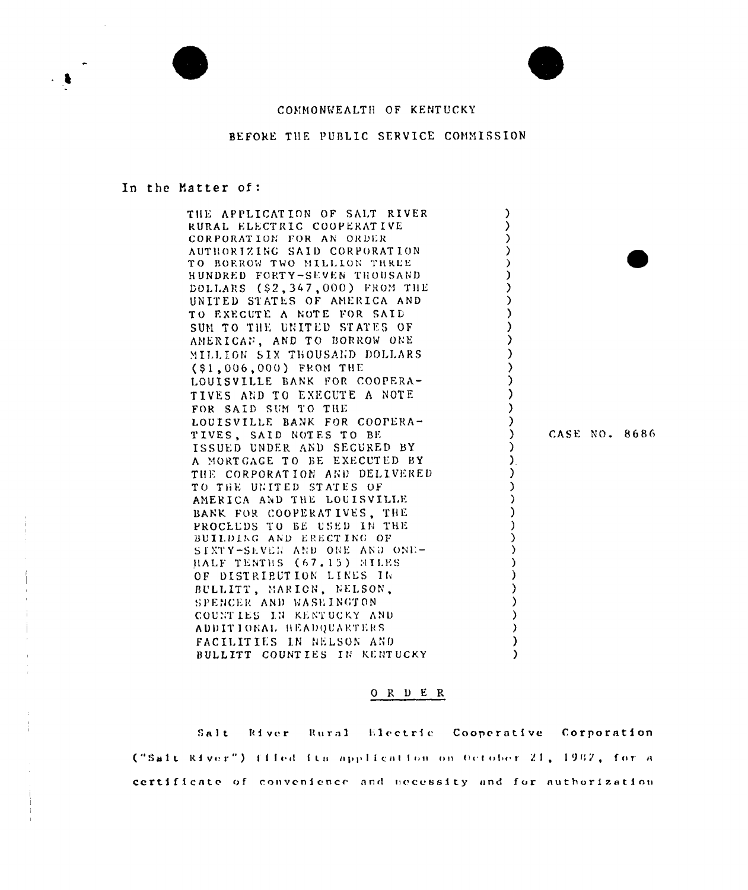COMMONWEALTH OF KENTUCKY

BEFORE THE PUBLIC SERVICE COMMISSION

In the Matter of:

| | |
|---|---|
| THE APPLICATION OF SALT RIVER RURAL ELECTRIC COOPERATIVE CORPORATION FOR AN ORDER AUTHORIZING SAID CORPORATION TO BORROW TWO MILLION THREE HUNDRED FORTY-SEVEN THOUSAND DOLLARS ($2,347,000) FROM THE UNITED STATES OF AMERICA AND TO EXECUTE A NOTE FOR SAID SUM TO THE UNITED STATES OF AMERICAN, AND TO BORROW ONE MILLION SIX THOUSAND DOLLARS ($1,006,000) FROM THE LOUISVILLE BANK FOR COOPERATIVES AND TO EXECUTE A NOTE FOR SAID SUM TO THE LOUISVILLE BANK FOR COOPERATIVES, SAID NOTES TO BE ISSUED UNDER AND SECURED BY A MORTGAGE TO BE EXECUTED BY THE CORPORATION AND DELIVERED TO THE UNITED STATES OF AMERICA AND THE LOUISVILLE BANK FOR COOPERATIVES, THE PROCEEDS TO BE USED IN THE BUILDING AND ERECTING OF SIXTY-SEVEN AND ONE AND ONE-HALF TENTHS (67.15) MILES OF DISTRIBUTION LINES IN BULLITT, MARION, NELSON, SPENCER AND WASHINGTON COUNTIES IN KENTUCKY AND ADDITIONAL HEADQUARTERS FACILITIES IN NELSON AND BULLITT COUNTIES IN KENTUCKY | CASE NO. 8686 |

## O R D E R

Salt River Rural Electric Cooperative Corporation ("Salt River") filed its application on October 21, 1982, for a certificate of convenience and necessity and for authorization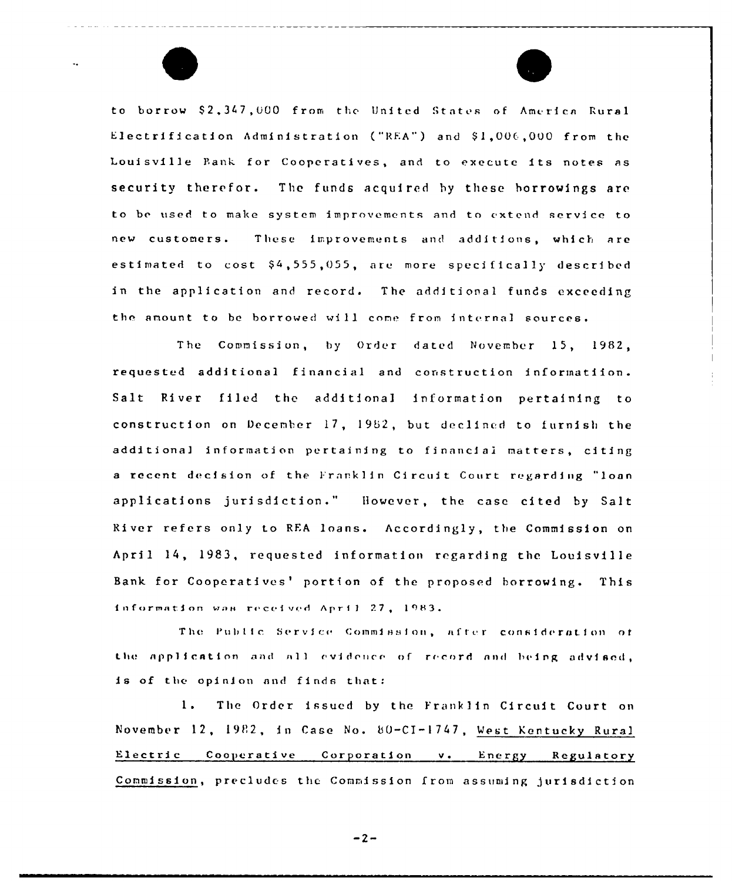to borrow $2,347,000 from the United States of America Rural Electrification Administration ("REA") and $1,006,000 from the Louisville Bank for Cooperatives, and to execute its notes as security therefor. The funds acquired by these borrowings are to be used to make system improvements and to extend service to new customers. These improvements and additions, which are estimated to cost $4,555,055, are more specifically described in the application and record. The additional funds exceeding the amount to be borrowed will come from internal sources.

The Commission, by Order dated November 15, 1982, requested additional financial and construction informatiion. Salt River filed the additional information pertaining to construction on December 17, 1982, but declined to furnish the additional information pertaining to financial matters, citing a recent decision of the Franklin Circuit Court regarding "loan applications jurisdiction." However, the case cited by Salt River refers only to REA loans. Accordingly, the Commission on April 14, 1983, requested information regarding the Louisville Bank for Cooperatives' portion of the proposed borrowing. This information was received April 27, 1983.

The Public Service Commission, after consideration of the application and all evidence of record and being advised, is of the opinion and finds that:

1. The Order issued by the Franklin Circuit Court on November 12, 1982, in Case No. 80-CI-1747, West Kentucky Rural Electric Cooperative Corporation v. Energy Regulatory Commission, precludes the Commission from assuming jurisdiction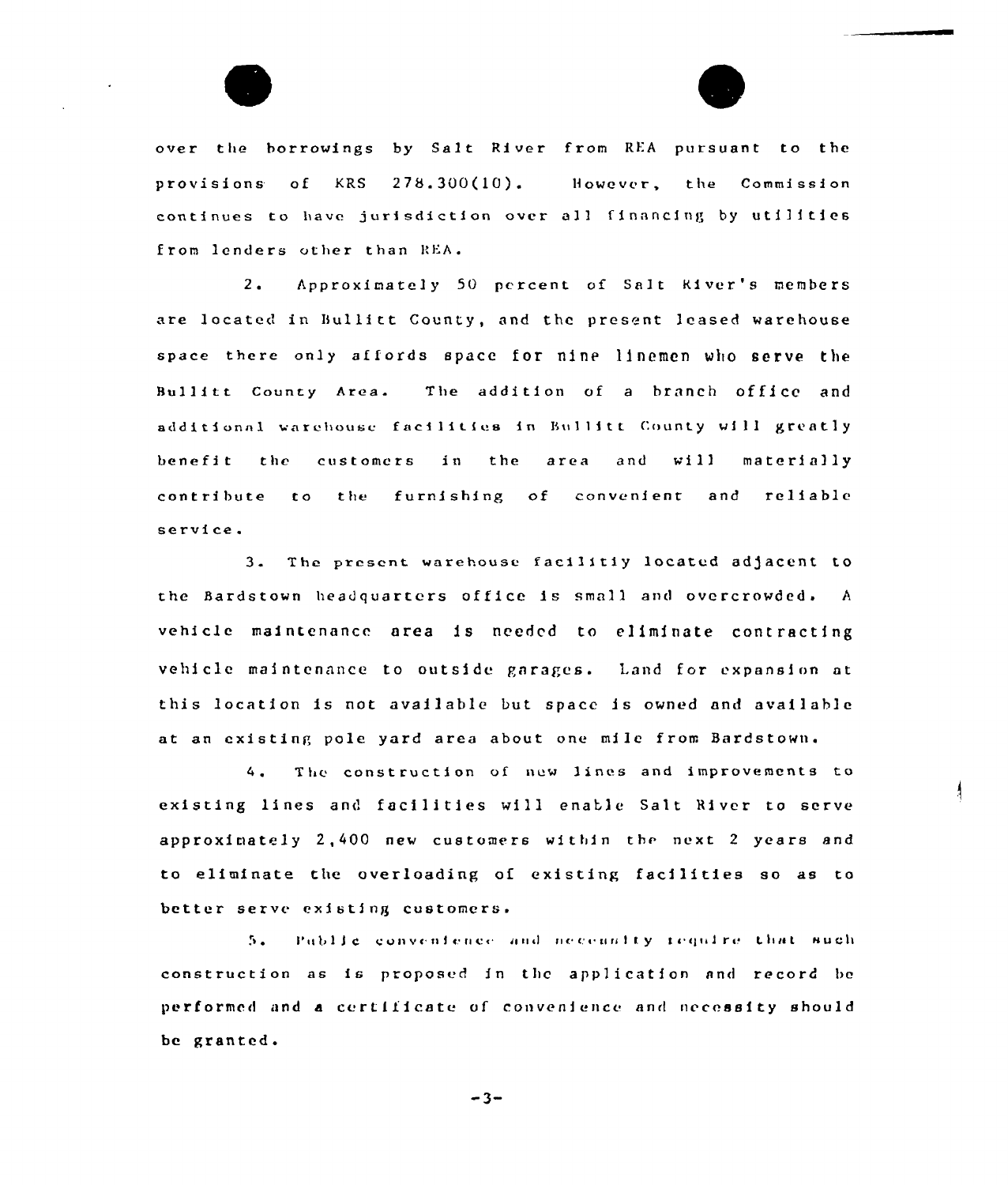over the borrowings by Salt River from REA pursuant to the provisions of KRS 278.300(10). However, the Commission continues to have jurisdiction over all financing by utilities from lenders other than REA.

2. Approximately 50 percent of Salt River's members are located in Bullitt County, and the present leased warehouse space there only affords space for nine linemen who serve the Bullitt County Area. The addition of a branch office and additional warehouse facilities in Bullitt County will greatly benefit the customers in the area and will materially contribute to the furnishing of convenient and reliable service.

3. The present warehouse facilitiy located adjacent to the Bardstown headquarters office is small and overcrowded. A vehicle maintenance area is needed to eliminate contracting vehicle maintenance to outside garages. Land for expansion at this location is not available but space is owned and available at an existing pole yard area about one mile from Bardstown.

4. The construction of new lines and improvements to existing lines and facilities will enable Salt River to serve approximately 2,400 new customers within the next 2 years and to eliminate the overloading of existing facilities so as to better serve existing customers.

5. Public convenience and necessity require that such construction as is proposed in the application and record be performed and a certificate of convenience and necessity should be granted.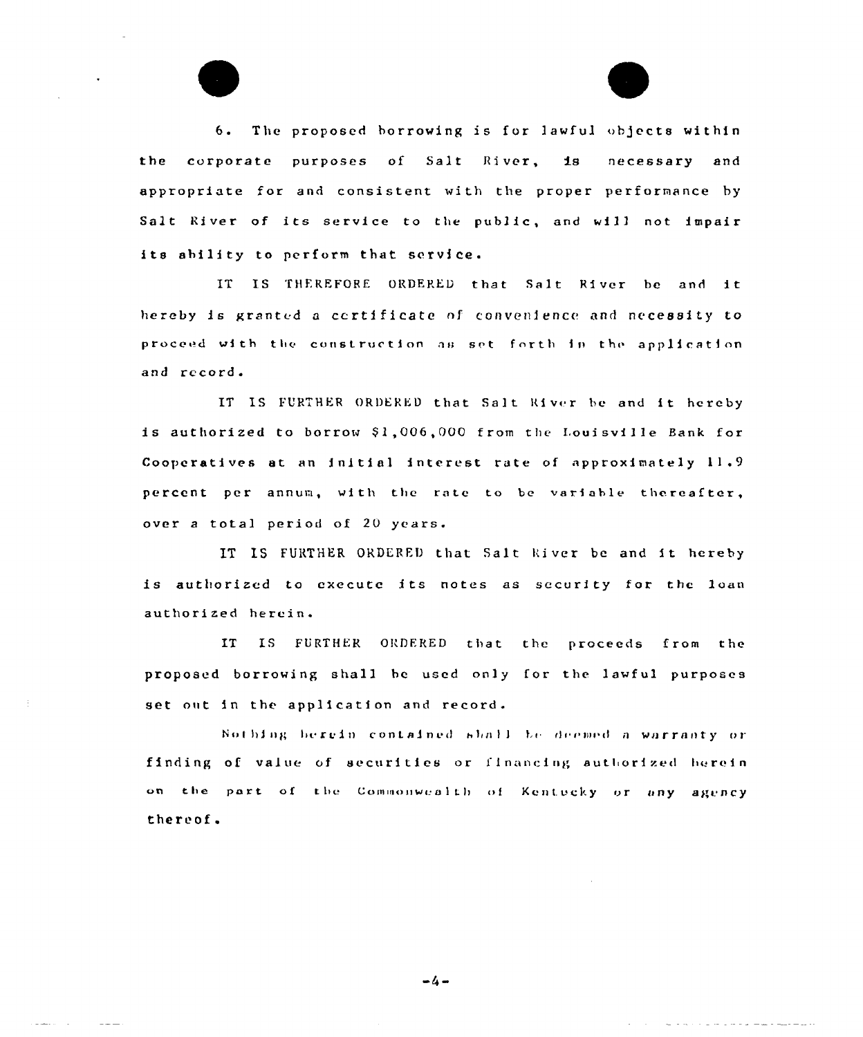6. The proposed borrowing is for lawful objects within the corporate purposes of Salt River, is necessary and appropriate for and consistent with the proper performance by Salt River of its service to the public, and will not impair its ability to perform that service.

IT IS THEREFORE ORDERED that Salt River be and it hereby is granted a certificate of convenience and necessity to proceed with the construction as set forth in the application and record.

IT IS FURTHER ORDERED that Salt River be and it hereby is authorized to borrow $1,006,000 from the Louisville Bank for Cooperatives at an initial interest rate of approximately 11.9 percent per annum, with the rate to be variable thereafter, over a total period of 20 years.

IT IS FURTHER ORDERED that Salt River be and it hereby is authorized to execute its notes as security for the loan authorized herein.

IT IS FURTHER ORDERED that the proceeds from the proposed borrowing shall be used only for the lawful purposes set out in the application and record.

Nothing herein contained shall be deemed a warranty or finding of value of securities or financing authorized herein on the part of the Commonwealth of Kentucky or any agency thereof.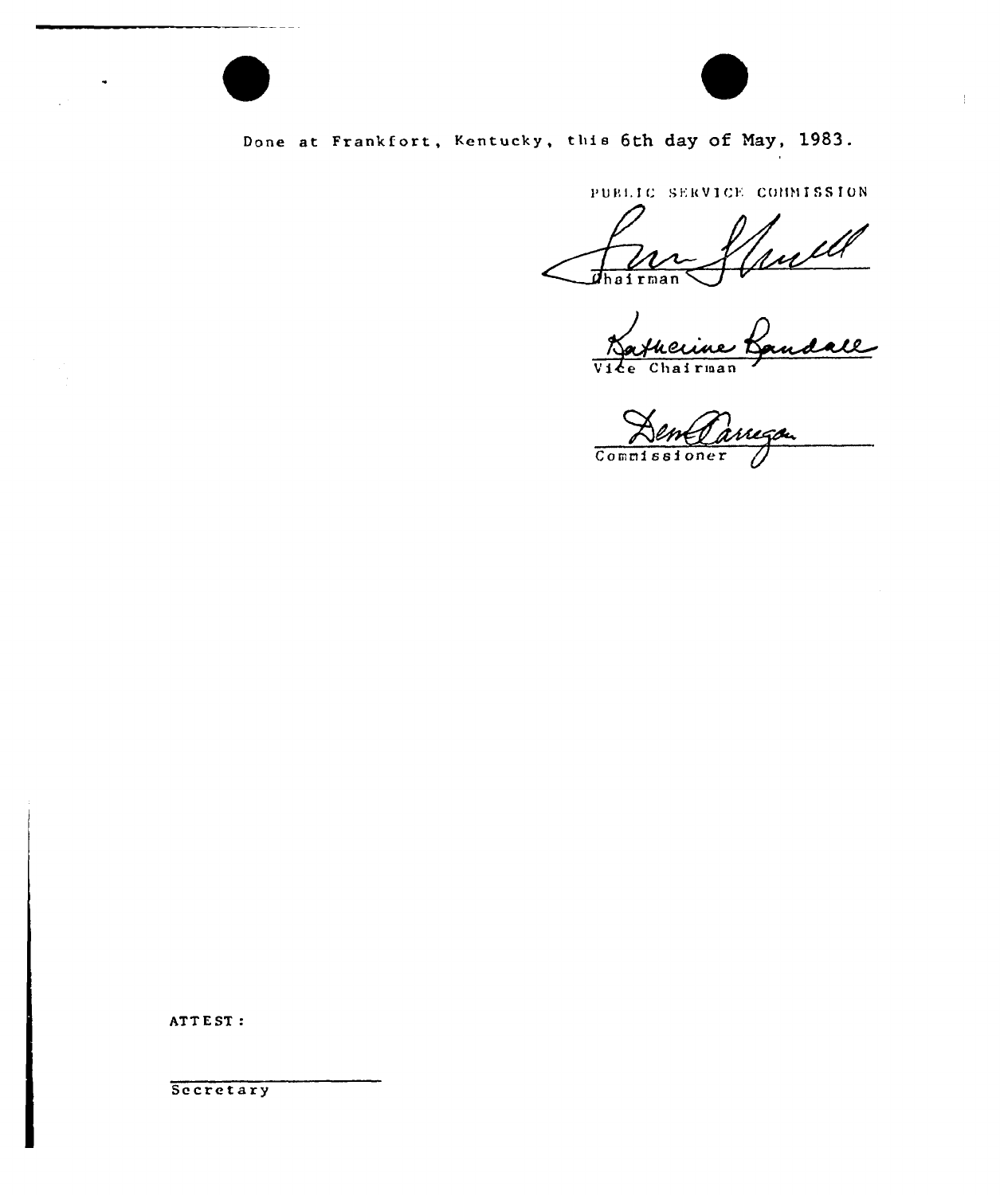Done at Frankfort, Kentucky, this 6th day of May, 1983.

PUBLIC SERVICE COMMISSION

Chairman

Vice Chairman

Commissioner

ATTEST:

Secretary